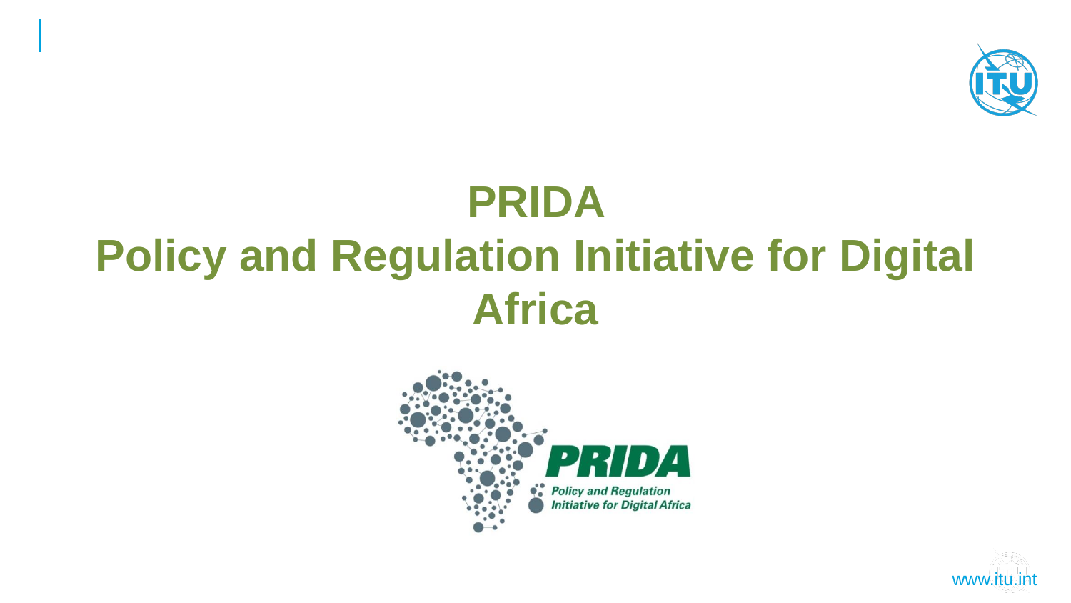# PRIDA
# Policy and Regulation Initiative for Digital Africa

PRIDA

Policy and Regulation Initiative for Digital Africa

www.itu.int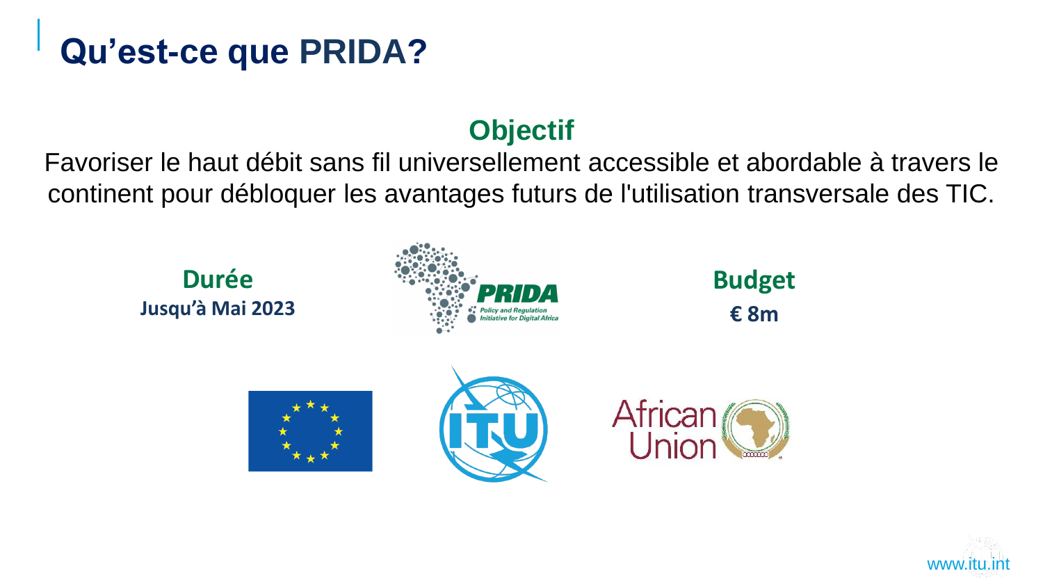# Qu'est-ce que PRIDA?

## Objectif

Favoriser le haut débit sans fil universellement accessible et abordable à travers le continent pour débloquer les avantages futurs de l'utilisation transversale des TIC.

**Durée**

**Jusqu'à Mai 2023**

**PRIDA**

Policy and Regulation Initiative for Digital Africa

**Budget**

**€ 8m**

ITU

African Union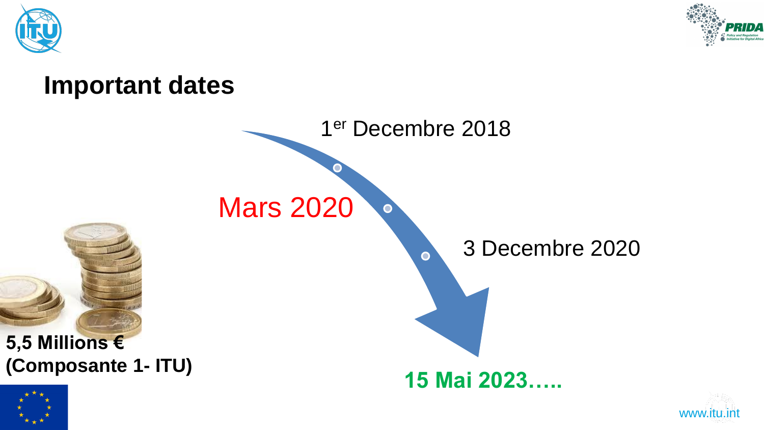# Important dates

1[er] Decembre 2018

Mars 2020

3 Decembre 2020

**15 Mai 2023…..**

**5,5 Millions €**
**(Composante 1- ITU)**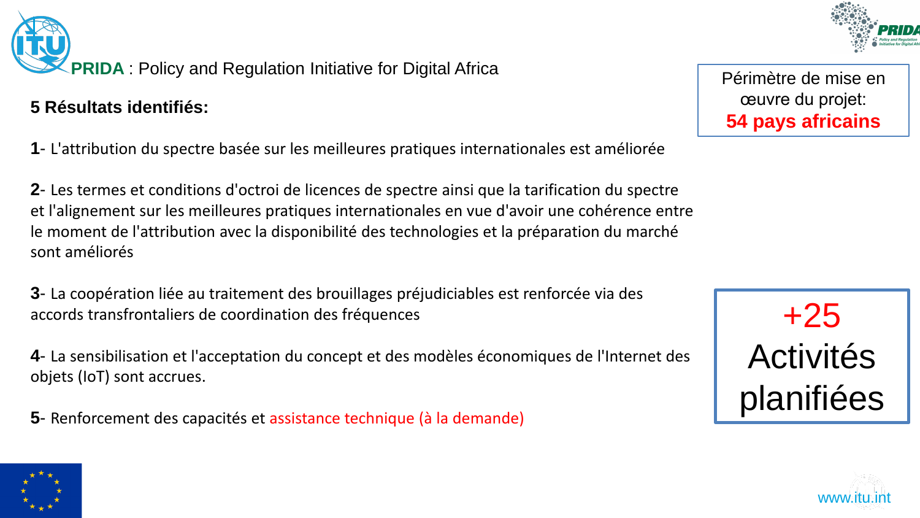**PRIDA** : Policy and Regulation Initiative for Digital Africa

Périmètre de mise en œuvre du projet: **54 pays africains**

**5 Résultats identifiés:**

**1**- L'attribution du spectre basée sur les meilleures pratiques internationales est améliorée

**2**- Les termes et conditions d'octroi de licences de spectre ainsi que la tarification du spectre et l'alignement sur les meilleures pratiques internationales en vue d'avoir une cohérence entre le moment de l'attribution avec la disponibilité des technologies et la préparation du marché sont améliorés

**3**- La coopération liée au traitement des brouillages préjudiciables est renforcée via des accords transfrontaliers de coordination des fréquences

**4**- La sensibilisation et l'acceptation du concept et des modèles économiques de l'Internet des objets (IoT) sont accrues.

**5**- Renforcement des capacités et assistance technique (à la demande)

+25 Activités planifiées

www.itu.int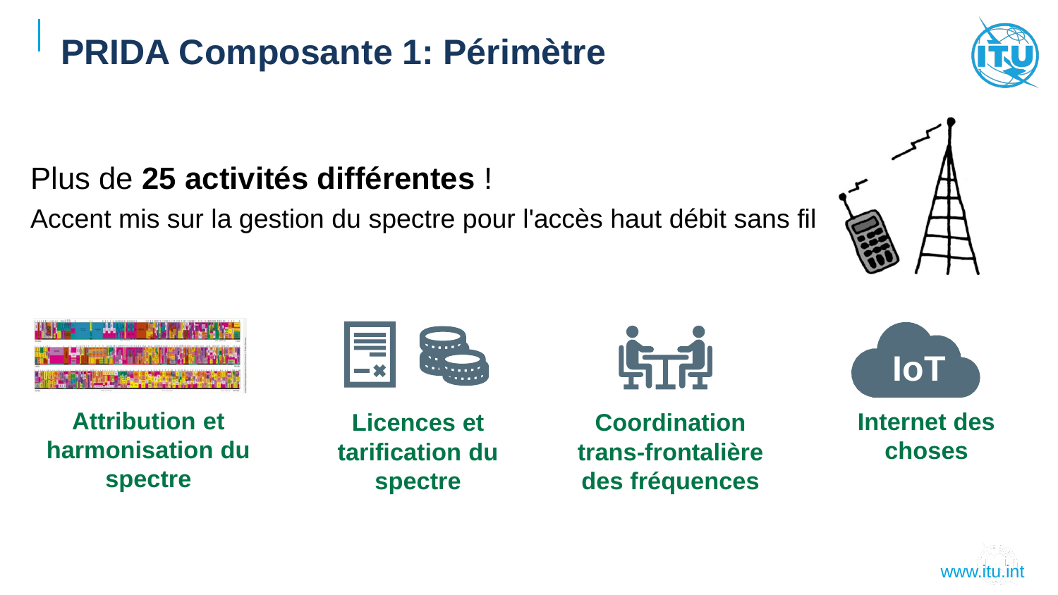# PRIDA Composante 1: Périmètre

Plus de **25 activités différentes** !

Accent mis sur la gestion du spectre pour l'accès haut débit sans fil

- **Attribution et harmonisation du spectre**
- **Licences et tarification du spectre**
- **Coordination trans-frontalière des fréquences**
- **Internet des choses**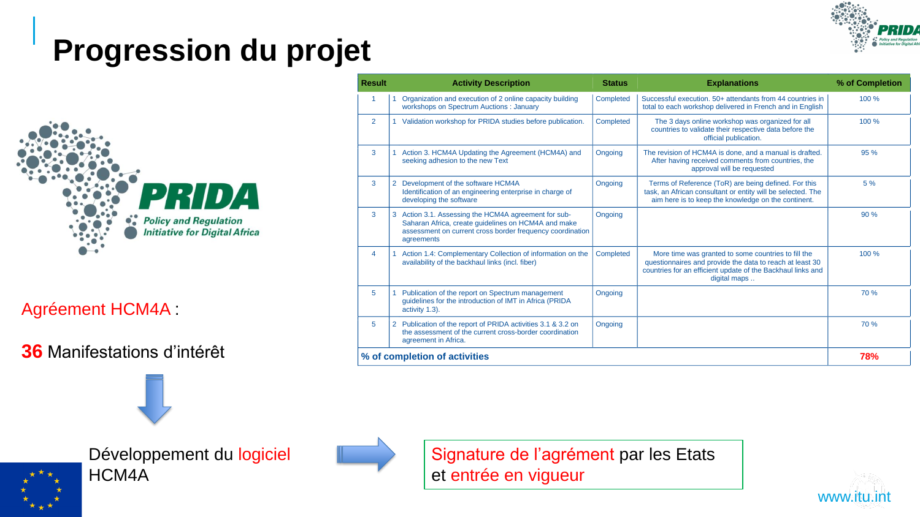# Progression du projet

| Result | | Activity Description | Status | Explanations | % of Completion |
|---|---|---|---|---|---|
| 1 | 1 | Organization and execution of 2 online capacity building workshops on Spectrum Auctions : January | Completed | Successful execution. 50+ attendants from 44 countries in total to each workshop delivered in French and in English | 100 % |
| 2 | 1 | Validation workshop for PRIDA studies before publication. | Completed | The 3 days online workshop was organized for all countries to validate their respective data before the official publication. | 100 % |
| 3 | 1 | Action 3. HCM4A Updating the Agreement (HCM4A) and seeking adhesion to the new Text | Ongoing | The revision of HCM4A is done, and a manual is drafted. After having received comments from countries, the approval will be requested | 95 % |
| 3 | 2 | Development of the software HCM4A Identification of an engineering enterprise in charge of developing the software | Ongoing | Terms of Reference (ToR) are being defined. For this task, an African consultant or entity will be selected. The aim here is to keep the knowledge on the continent. | 5 % |
| 3 | 3 | Action 3.1. Assessing the HCM4A agreement for sub-Saharan Africa, create guidelines on HCM4A and make assessment on current cross border frequency coordination agreements | Ongoing | | 90 % |
| 4 | 1 | Action 1.4: Complementary Collection of information on the availability of the backhaul links (incl. fiber) | Completed | More time was granted to some countries to fill the questionnaires and provide the data to reach at least 30 countries for an efficient update of the Backhaul links and digital maps .. | 100 % |
| 5 | 1 | Publication of the report on Spectrum management guidelines for the introduction of IMT in Africa (PRIDA activity 1.3). | Ongoing | | 70 % |
| 5 | 2 | Publication of the report of PRIDA activities 3.1 & 3.2 on the assessment of the current cross-border coordination agreement in Africa. | Ongoing | | 70 % |
| **% of completion of activities** | | | | | **78%** |

PRIDA – Policy and Regulation Initiative for Digital Africa

Agréement HCM4A :

**36** Manifestations d'intérêt

Développement du logiciel HCM4A

Signature de l'agrément par les Etats et entrée en vigueur

www.itu.int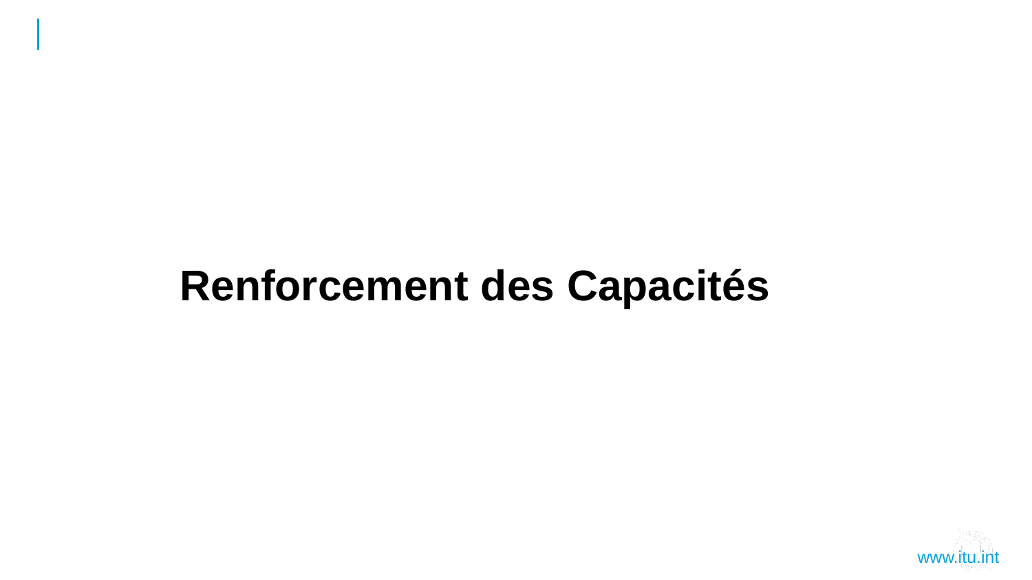# Renforcement des Capacités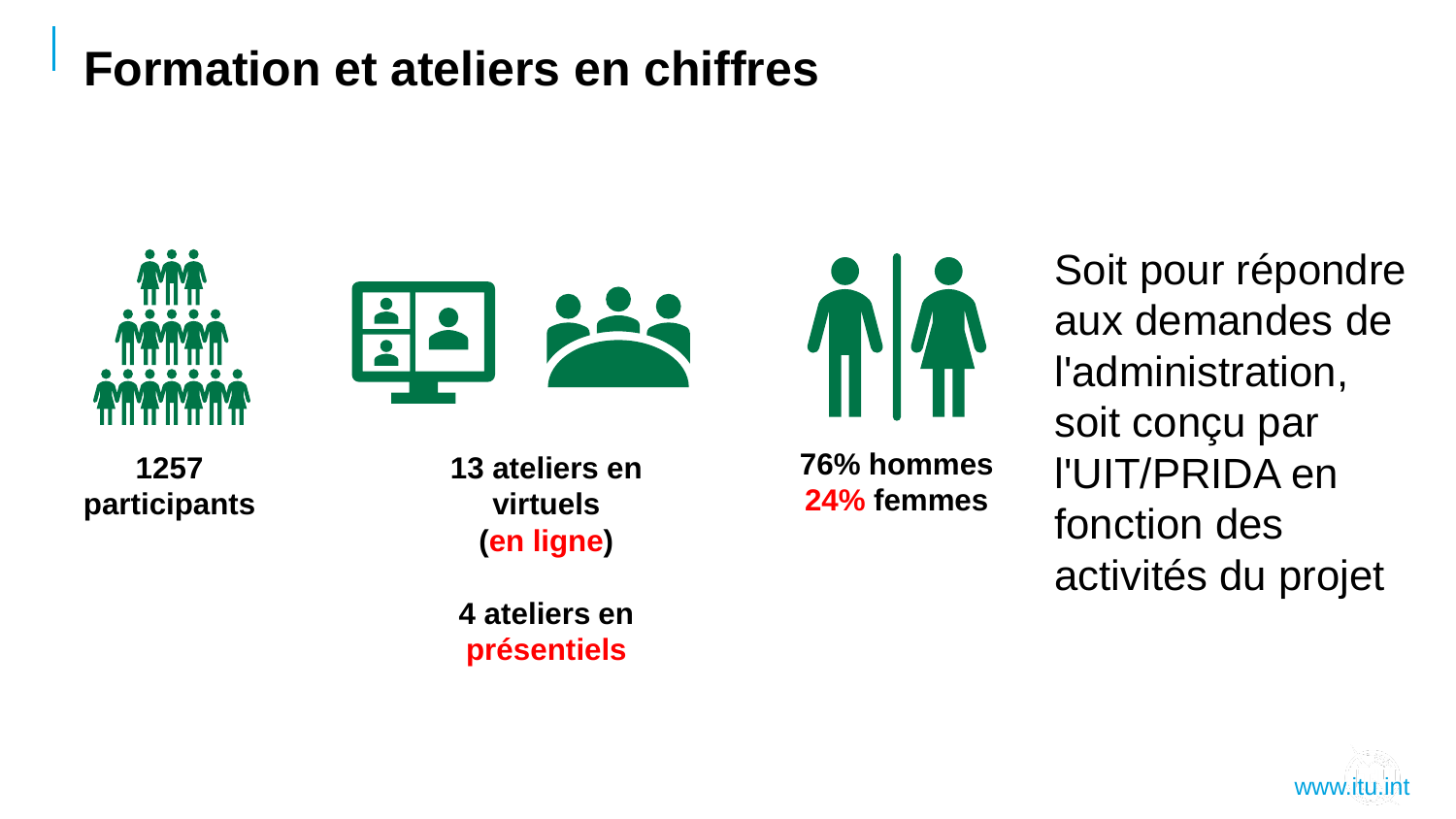# Formation et ateliers en chiffres

**1257 participants**

**13 ateliers en virtuels (en ligne)**

**4 ateliers en présentiels**

**76% hommes**
**24% femmes**

Soit pour répondre aux demandes de l'administration, soit conçu par l'UIT/PRIDA en fonction des activités du projet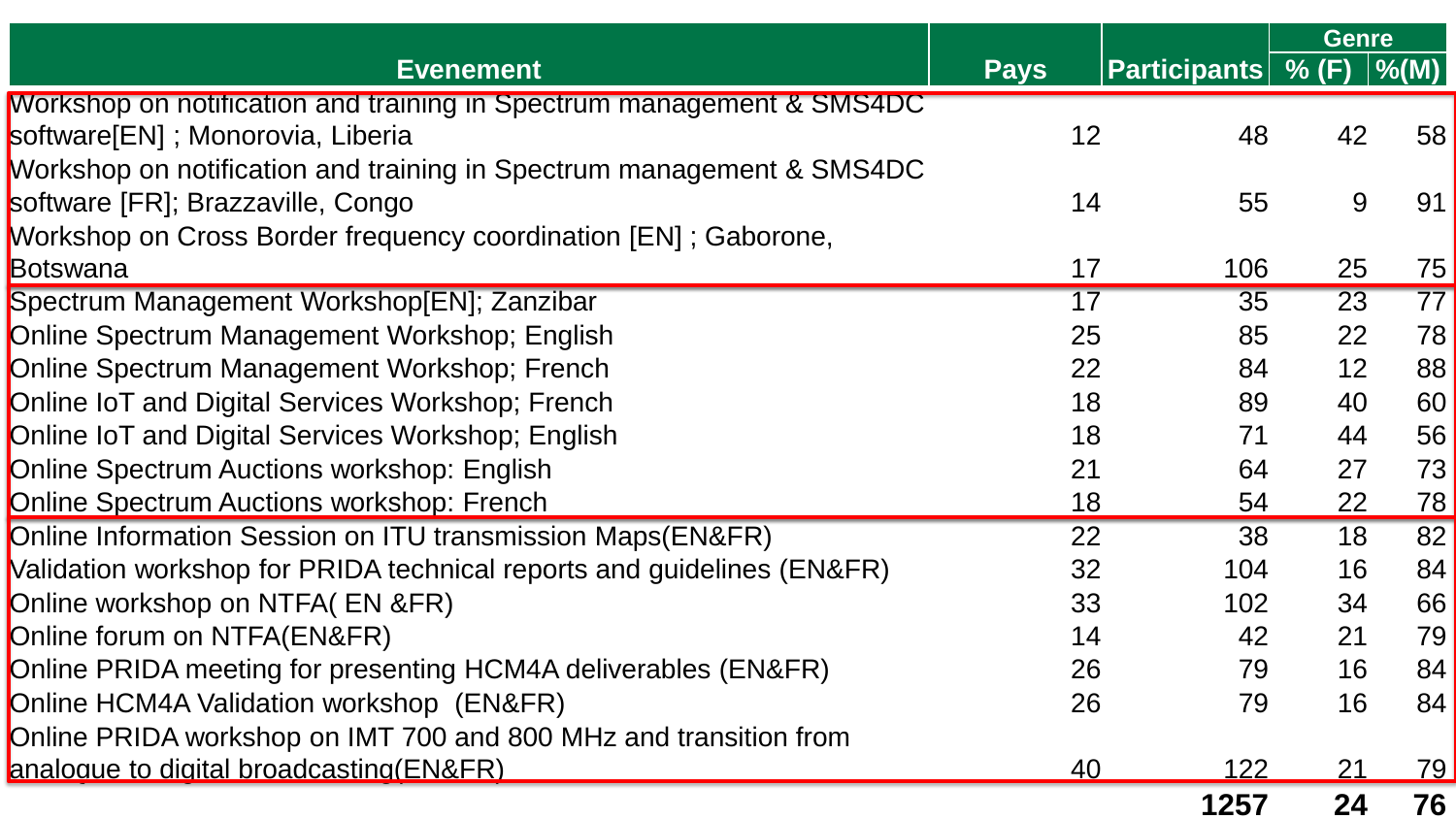| Evenement | Pays | Participants | Genre | |
|---|---|---|---|---|
| | | | % (F) | %(M) |
| Workshop on notification and training in Spectrum management & SMS4DC software[EN] ; Monorovia, Liberia | 12 | 48 | 42 | 58 |
| Workshop on notification and training in Spectrum management & SMS4DC software [FR]; Brazzaville, Congo | 14 | 55 | 9 | 91 |
| Workshop on Cross Border frequency coordination [EN] ; Gaborone, Botswana | 17 | 106 | 25 | 75 |
| Spectrum Management Workshop[EN]; Zanzibar | 17 | 35 | 23 | 77 |
| Online Spectrum Management Workshop; English | 25 | 85 | 22 | 78 |
| Online Spectrum Management Workshop; French | 22 | 84 | 12 | 88 |
| Online IoT and Digital Services Workshop; French | 18 | 89 | 40 | 60 |
| Online IoT and Digital Services Workshop; English | 18 | 71 | 44 | 56 |
| Online Spectrum Auctions workshop: English | 21 | 64 | 27 | 73 |
| Online Spectrum Auctions workshop: French | 18 | 54 | 22 | 78 |
| Online Information Session on ITU transmission Maps(EN&FR) | 22 | 38 | 18 | 82 |
| Validation workshop for PRIDA technical reports and guidelines (EN&FR) | 32 | 104 | 16 | 84 |
| Online workshop on NTFA( EN &FR) | 33 | 102 | 34 | 66 |
| Online forum on NTFA(EN&FR) | 14 | 42 | 21 | 79 |
| Online PRIDA meeting for presenting HCM4A deliverables (EN&FR) | 26 | 79 | 16 | 84 |
| Online HCM4A Validation workshop (EN&FR) | 26 | 79 | 16 | 84 |
| Online PRIDA workshop on IMT 700 and 800 MHz and transition from analogue to digital broadcasting(EN&FR) | 40 | 122 | 21 | 79 |
| | | **1257** | **24** | **76** |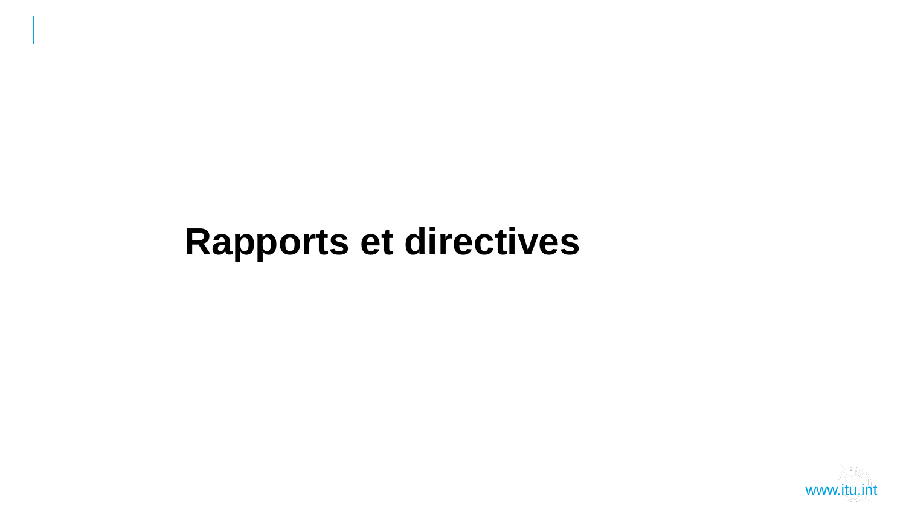# Rapports et directives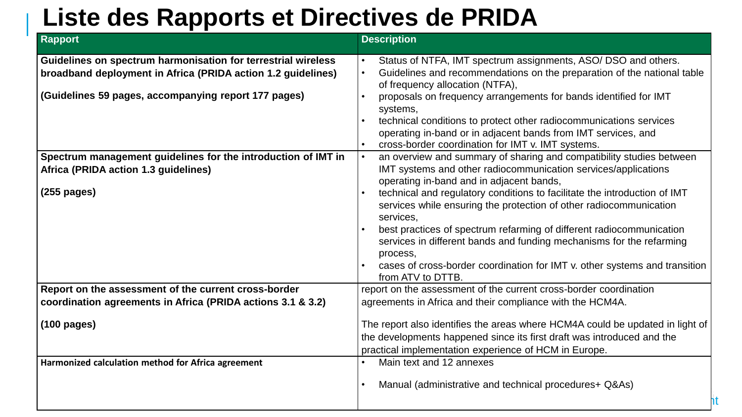# Liste des Rapports et Directives de PRIDA

| Rapport | Description |
|---|---|
| **Guidelines on spectrum harmonisation for terrestrial wireless broadband deployment in Africa (PRIDA action 1.2 guidelines)**<br><br>**(Guidelines 59 pages, accompanying report 177 pages)** | • Status of NTFA, IMT spectrum assignments, ASO/ DSO and others.<br>• Guidelines and recommendations on the preparation of the national table of frequency allocation (NTFA),<br>• proposals on frequency arrangements for bands identified for IMT systems,<br>• technical conditions to protect other radiocommunications services operating in-band or in adjacent bands from IMT services, and<br>• cross-border coordination for IMT v. IMT systems. |
| **Spectrum management guidelines for the introduction of IMT in Africa (PRIDA action 1.3 guidelines)**<br><br>**(255 pages)** | • an overview and summary of sharing and compatibility studies between IMT systems and other radiocommunication services/applications operating in-band and in adjacent bands,<br>• technical and regulatory conditions to facilitate the introduction of IMT services while ensuring the protection of other radiocommunication services,<br>• best practices of spectrum refarming of different radiocommunication services in different bands and funding mechanisms for the refarming process,<br>• cases of cross-border coordination for IMT v. other systems and transition from ATV to DTTB. |
| **Report on the assessment of the current cross-border coordination agreements in Africa (PRIDA actions 3.1 & 3.2)**<br><br>**(100 pages)** | report on the assessment of the current cross-border coordination agreements in Africa and their compliance with the HCM4A.<br><br>The report also identifies the areas where HCM4A could be updated in light of the developments happened since its first draft was introduced and the practical implementation experience of HCM in Europe. |
| **Harmonized calculation method for Africa agreement** | • Main text and 12 annexes<br>• Manual (administrative and technical procedures+ Q&As) |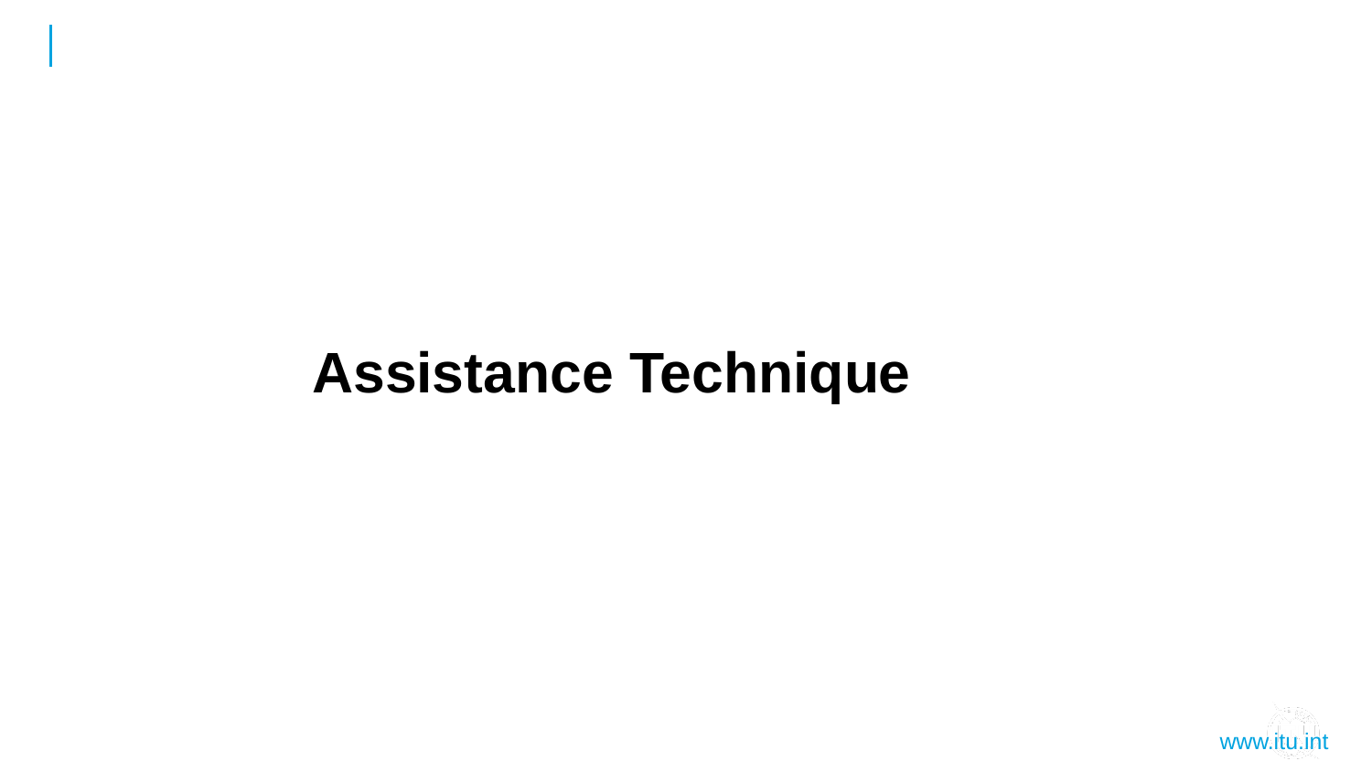# Assistance Technique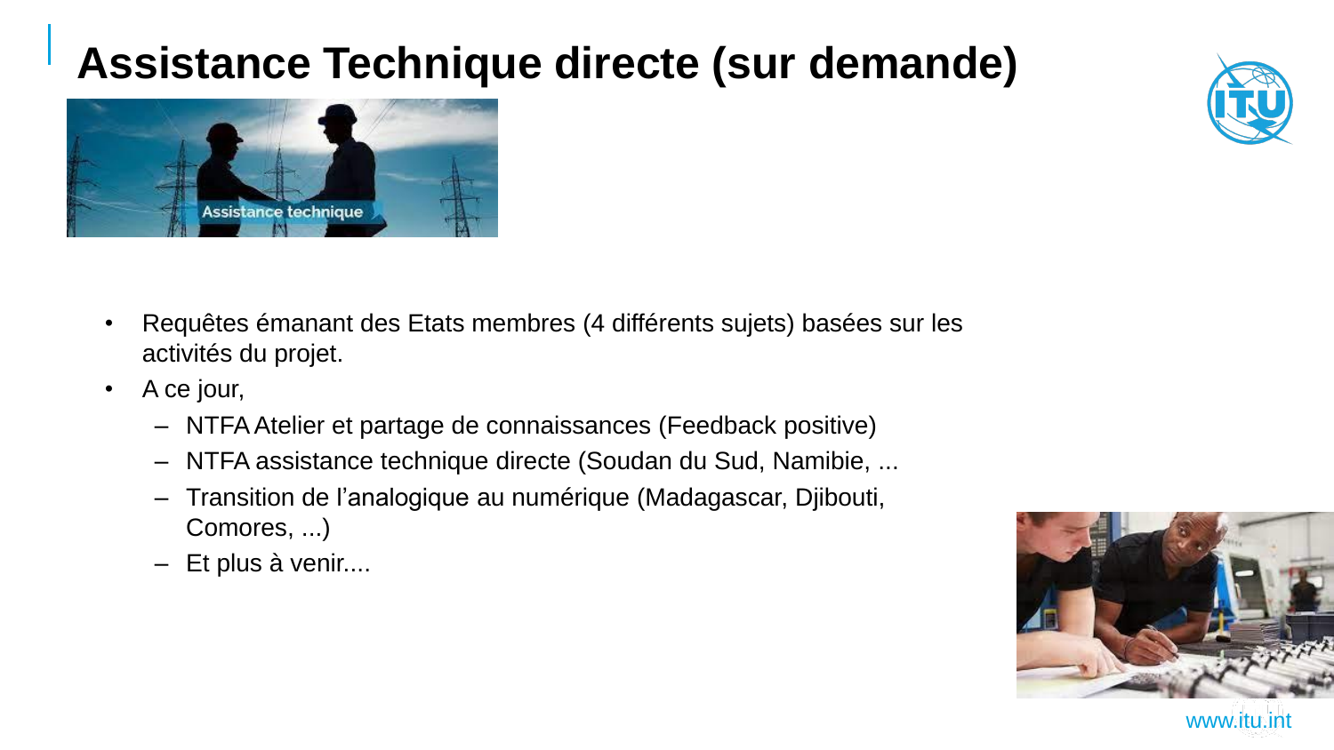# Assistance Technique directe (sur demande)

- Requêtes émanant des Etats membres (4 différents sujets) basées sur les activités du projet.
- A ce jour,
  - NTFA Atelier et partage de connaissances (Feedback positive)
  - NTFA assistance technique directe (Soudan du Sud, Namibie, ...
  - Transition de l'analogique au numérique (Madagascar, Djibouti, Comores, ...)
  - Et plus à venir....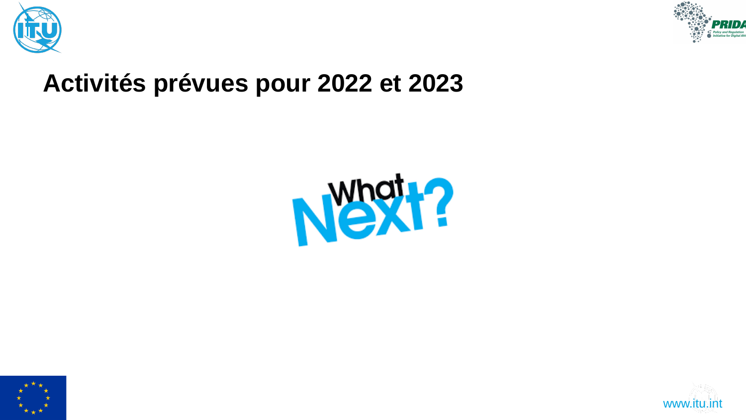# Activités prévues pour 2022 et 2023

What Next?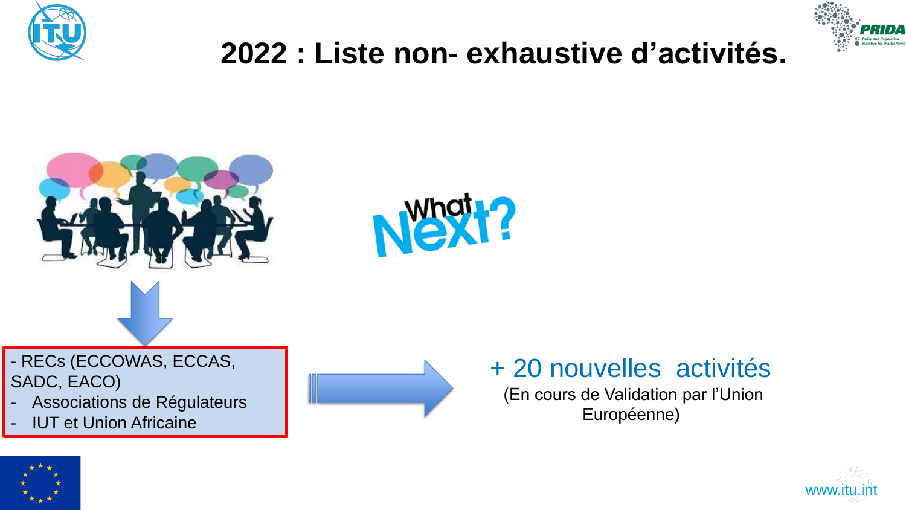# 2022 : Liste non- exhaustive d'activités.

What Next?

- RECs (ECCOWAS, ECCAS, SADC, EACO)
- Associations de Régulateurs
- IUT et Union Africaine

+ 20 nouvelles activités

(En cours de Validation par l'Union Européenne)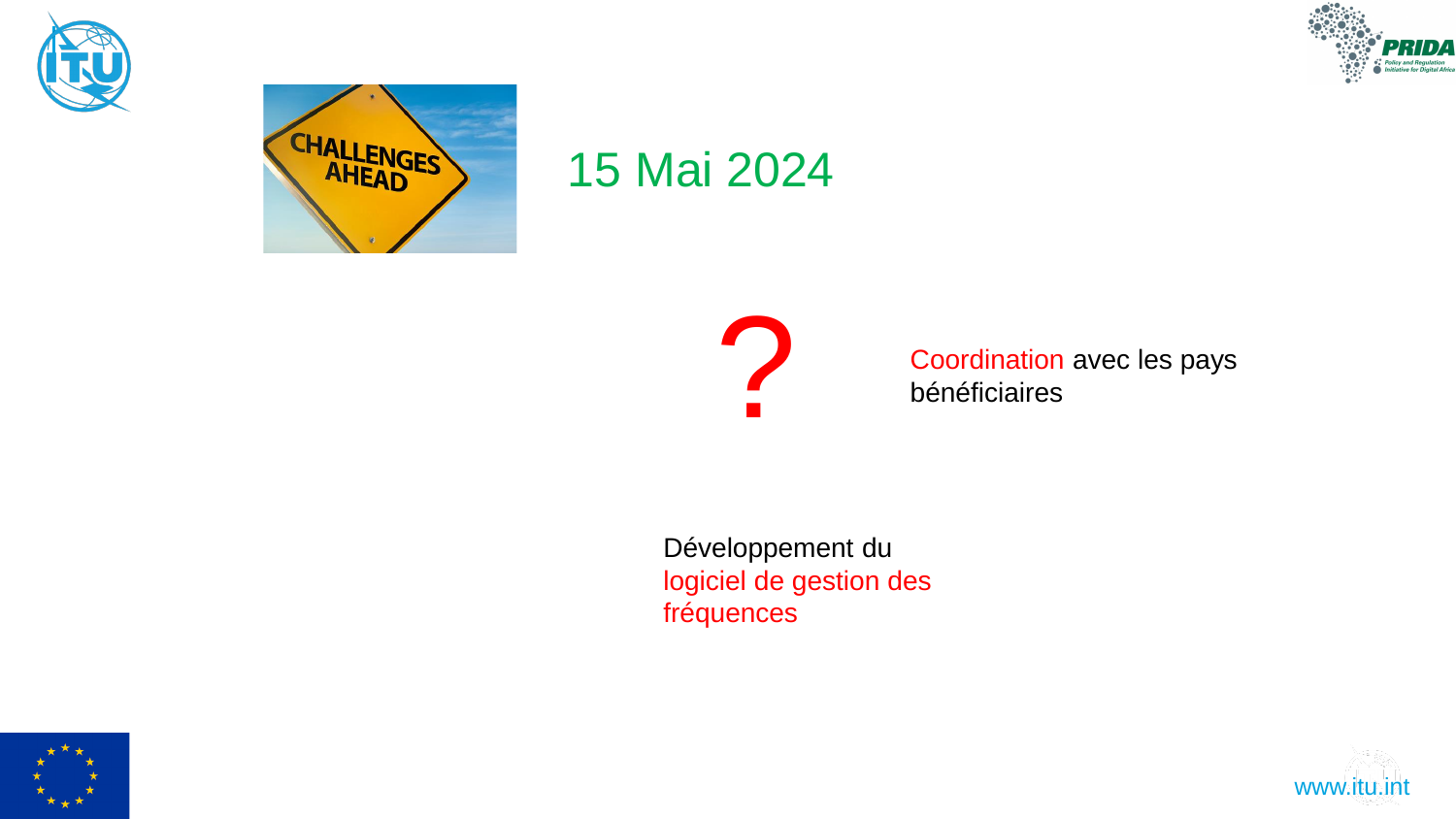15 Mai 2024

?

Coordination avec les pays bénéficiaires

Développement du logiciel de gestion des fréquences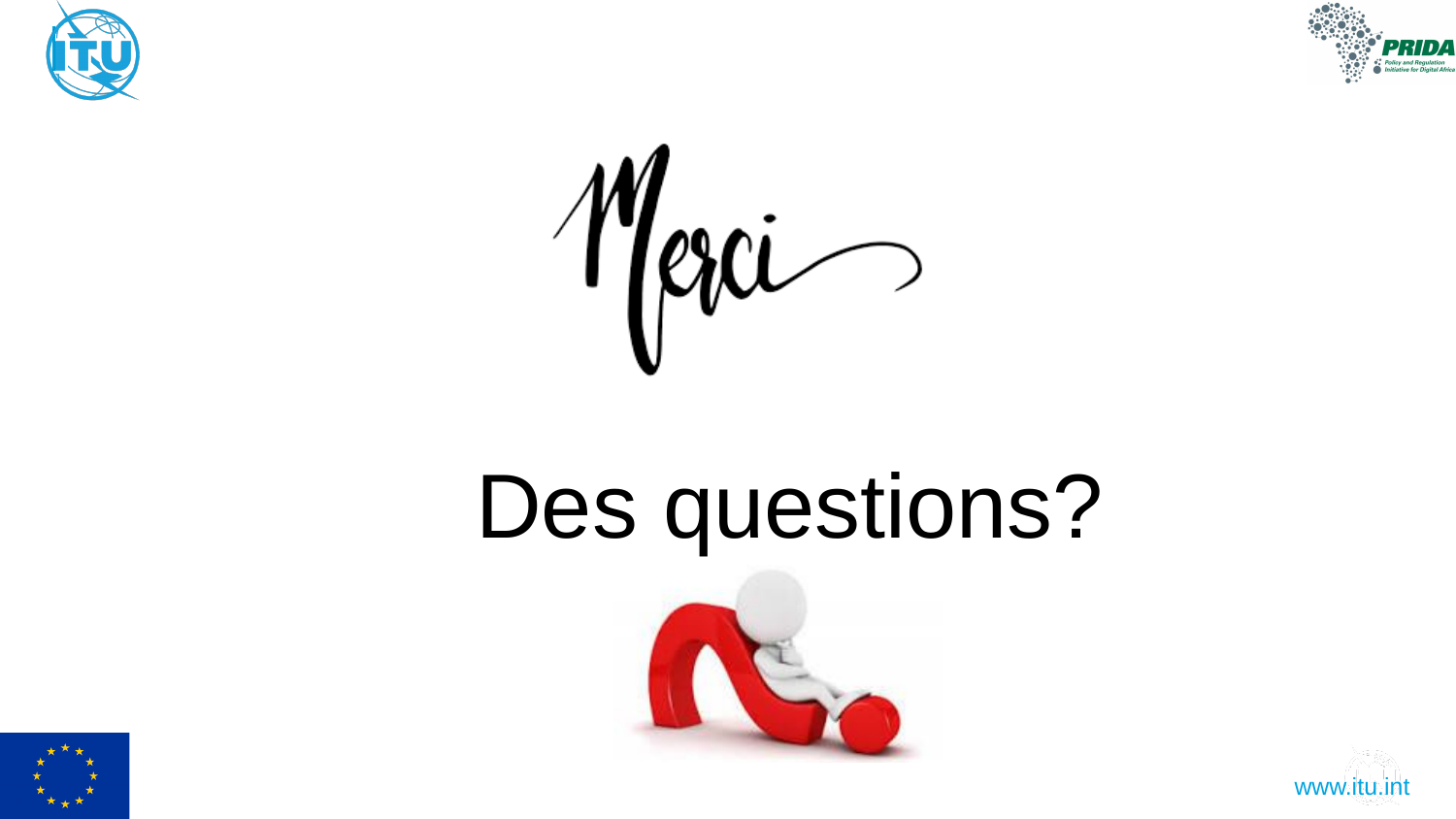Merci

Des questions?